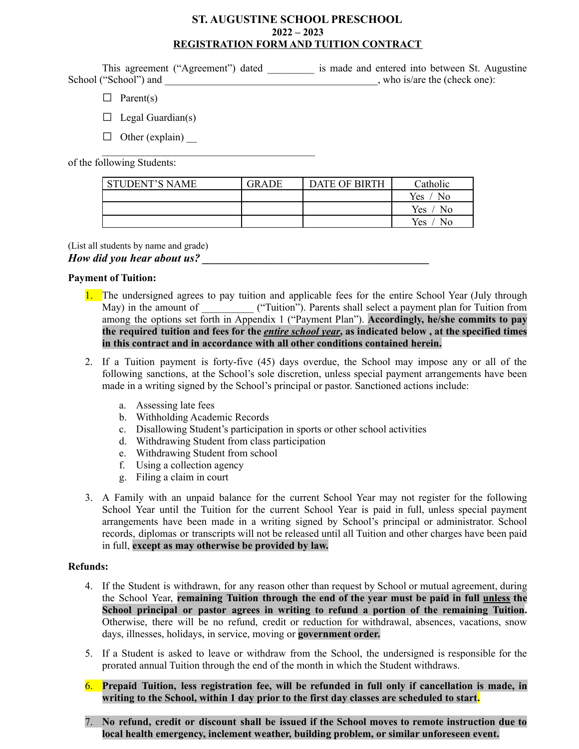# ST. AUGUSTINE SCHOOL PRESCHOOL

## 2022 – 2023

## REGISTRATION FORM AND TUITION CONTRACT

This agreement ("Agreement") dated _________ is made and entered into between St. Augustine School ("School") and __________________________________________, who is/are the (check one):

☐ Parent(s)

☐ Legal Guardian(s)

☐ Other (explain) __

___________________________________________

of the following Students:

| STUDENT'S NAME | GRADE | DATE OF BIRTH | Catholic |
|---|---|---|---|
| | | | Yes / No |
| | | | Yes / No |
| | | | Yes / No |

(List all students by name and grade)

***How did you hear about us?* ___________________________________________**

**Payment of Tuition:**

1. The undersigned agrees to pay tuition and applicable fees for the entire School Year (July through May) in the amount of __________ ("Tuition"). Parents shall select a payment plan for Tuition from among the options set forth in Appendix 1 ("Payment Plan"). **Accordingly, he/she commits to pay the required tuition and fees for the *entire school year*, as indicated below , at the specified times in this contract and in accordance with all other conditions contained herein.**

2. If a Tuition payment is forty-five (45) days overdue, the School may impose any or all of the following sanctions, at the School's sole discretion, unless special payment arrangements have been made in a writing signed by the School's principal or pastor. Sanctioned actions include:

   a. Assessing late fees
   b. Withholding Academic Records
   c. Disallowing Student's participation in sports or other school activities
   d. Withdrawing Student from class participation
   e. Withdrawing Student from school
   f. Using a collection agency
   g. Filing a claim in court

3. A Family with an unpaid balance for the current School Year may not register for the following School Year until the Tuition for the current School Year is paid in full, unless special payment arrangements have been made in a writing signed by School's principal or administrator. School records, diplomas or transcripts will not be released until all Tuition and other charges have been paid in full, **except as may otherwise be provided by law.**

**Refunds:**

4. If the Student is withdrawn, for any reason other than request by School or mutual agreement, during the School Year, **remaining Tuition through the end of the year must be paid in full unless the School principal or pastor agrees in writing to refund a portion of the remaining Tuition.** Otherwise, there will be no refund, credit or reduction for withdrawal, absences, vacations, snow days, illnesses, holidays, in service, moving or **government order.**

5. If a Student is asked to leave or withdraw from the School, the undersigned is responsible for the prorated annual Tuition through the end of the month in which the Student withdraws.

6. **Prepaid Tuition, less registration fee, will be refunded in full only if cancellation is made, in writing to the School, within 1 day prior to the first day classes are scheduled to start.**

7. **No refund, credit or discount shall be issued if the School moves to remote instruction due to local health emergency, inclement weather, building problem, or similar unforeseen event.**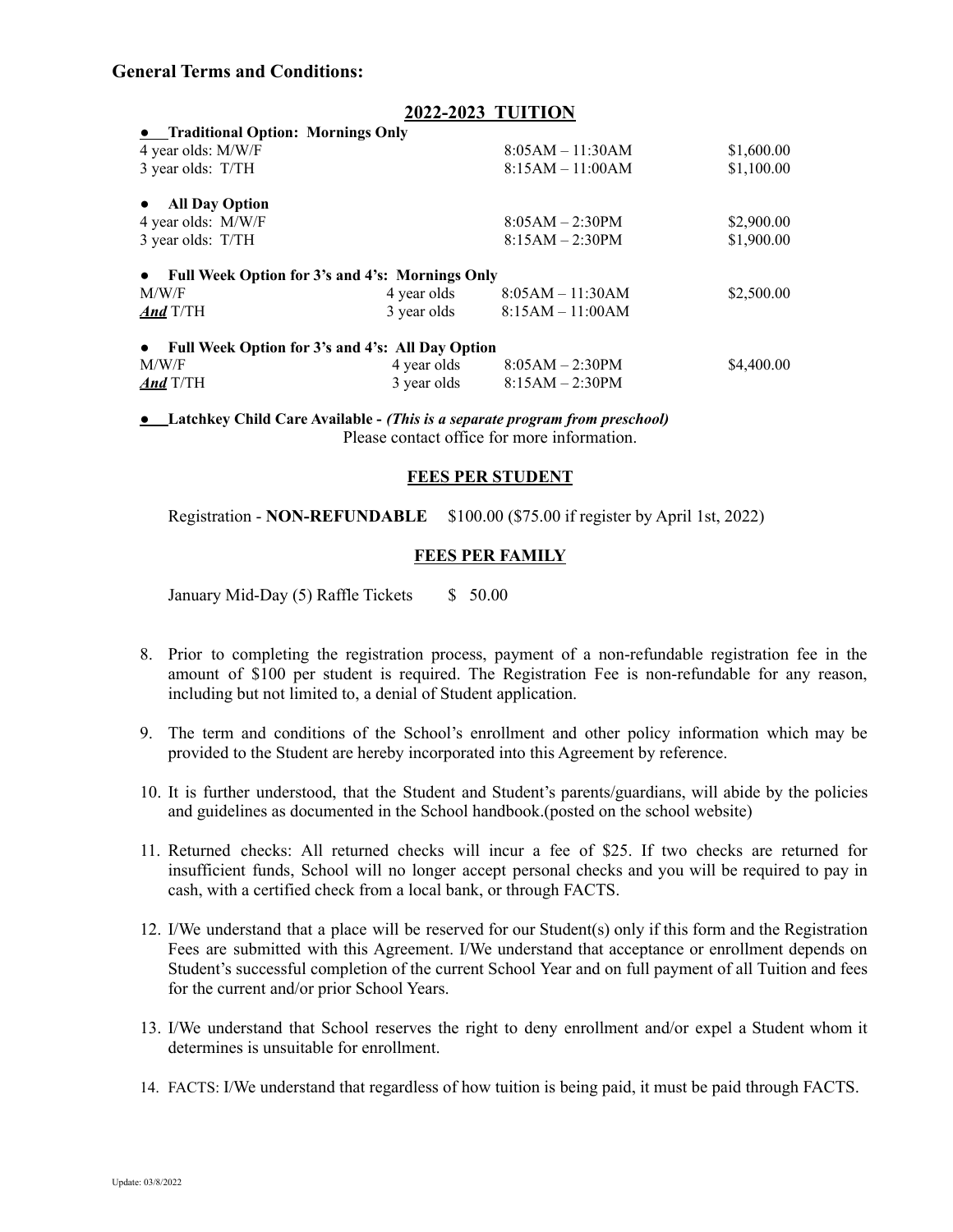### General Terms and Conditions:

## 2022-2023 TUITION

| | | | |
|---|---|---|---|
| **● Traditional Option: Mornings Only** | | | |
| 4 year olds: M/W/F | | 8:05AM – 11:30AM | $1,600.00 |
| 3 year olds: T/TH | | 8:15AM – 11:00AM | $1,100.00 |
| **● All Day Option** | | | |
| 4 year olds: M/W/F | | 8:05AM – 2:30PM | $2,900.00 |
| 3 year olds: T/TH | | 8:15AM – 2:30PM | $1,900.00 |
| **● Full Week Option for 3's and 4's: Mornings Only** | | | |
| M/W/F | 4 year olds | 8:05AM – 11:30AM | $2,500.00 |
| ***And*** T/TH | 3 year olds | 8:15AM – 11:00AM | |
| **● Full Week Option for 3's and 4's: All Day Option** | | | |
| M/W/F | 4 year olds | 8:05AM – 2:30PM | $4,400.00 |
| ***And*** T/TH | 3 year olds | 8:15AM – 2:30PM | |

● **Latchkey Child Care Available -** ***(This is a separate program from preschool)***
Please contact office for more information.

**FEES PER STUDENT**

Registration - **NON-REFUNDABLE** $100.00 ($75.00 if register by April 1st, 2022)

**FEES PER FAMILY**

January Mid-Day (5) Raffle Tickets $ 50.00

8. Prior to completing the registration process, payment of a non-refundable registration fee in the amount of $100 per student is required. The Registration Fee is non-refundable for any reason, including but not limited to, a denial of Student application.

9. The term and conditions of the School's enrollment and other policy information which may be provided to the Student are hereby incorporated into this Agreement by reference.

10. It is further understood, that the Student and Student's parents/guardians, will abide by the policies and guidelines as documented in the School handbook.(posted on the school website)

11. Returned checks: All returned checks will incur a fee of $25. If two checks are returned for insufficient funds, School will no longer accept personal checks and you will be required to pay in cash, with a certified check from a local bank, or through FACTS.

12. I/We understand that a place will be reserved for our Student(s) only if this form and the Registration Fees are submitted with this Agreement. I/We understand that acceptance or enrollment depends on Student's successful completion of the current School Year and on full payment of all Tuition and fees for the current and/or prior School Years.

13. I/We understand that School reserves the right to deny enrollment and/or expel a Student whom it determines is unsuitable for enrollment.

14. FACTS: I/We understand that regardless of how tuition is being paid, it must be paid through FACTS.

Update: 03/8/2022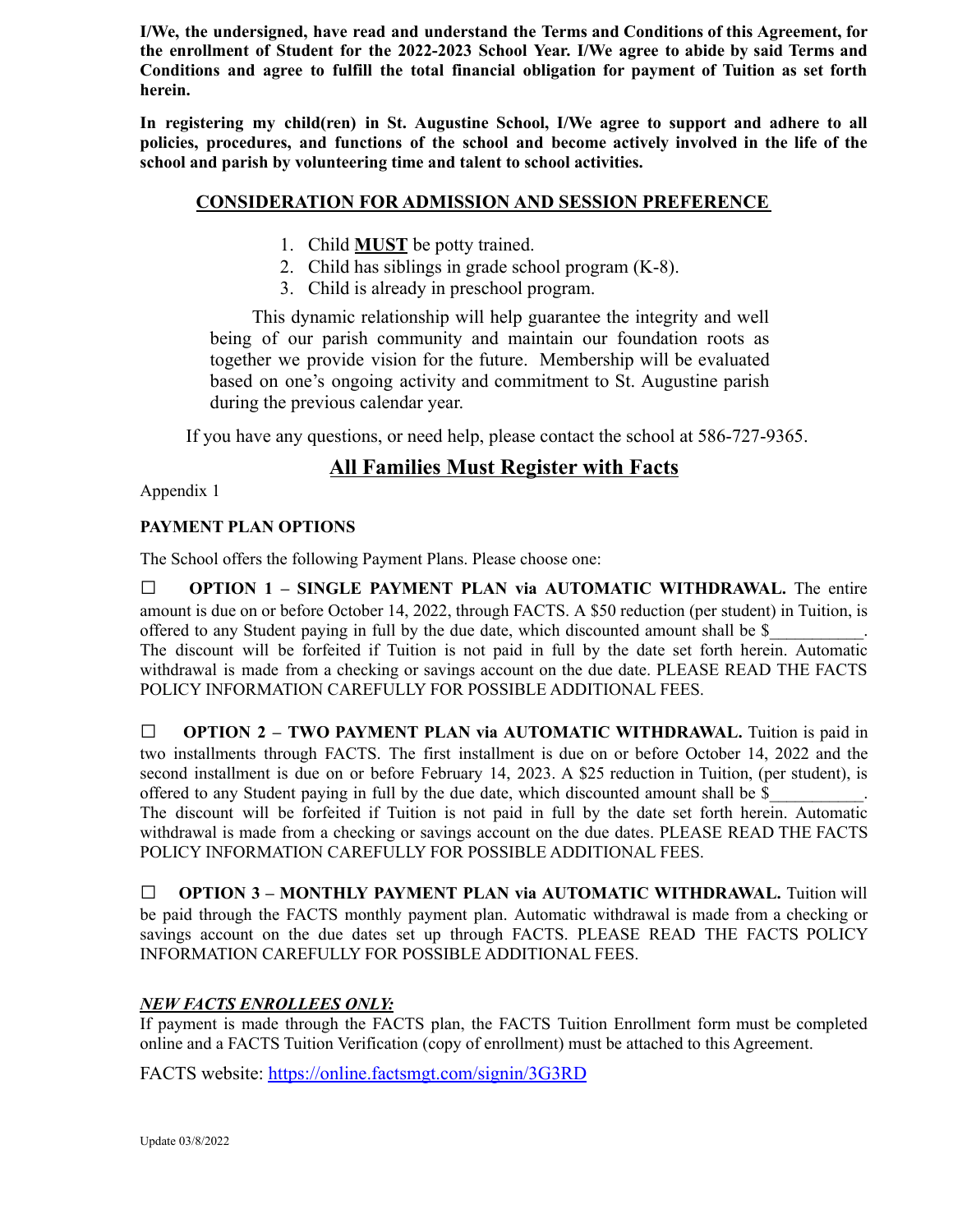**I/We, the undersigned, have read and understand the Terms and Conditions of this Agreement, for the enrollment of Student for the 2022-2023 School Year. I/We agree to abide by said Terms and Conditions and agree to fulfill the total financial obligation for payment of Tuition as set forth herein.**

**In registering my child(ren) in St. Augustine School, I/We agree to support and adhere to all policies, procedures, and functions of the school and become actively involved in the life of the school and parish by volunteering time and talent to school activities.**

## CONSIDERATION FOR ADMISSION AND SESSION PREFERENCE

1. Child **MUST** be potty trained.
2. Child has siblings in grade school program (K-8).
3. Child is already in preschool program.

This dynamic relationship will help guarantee the integrity and well being of our parish community and maintain our foundation roots as together we provide vision for the future. Membership will be evaluated based on one's ongoing activity and commitment to St. Augustine parish during the previous calendar year.

If you have any questions, or need help, please contact the school at 586-727-9365.

## All Families Must Register with Facts

Appendix 1

**PAYMENT PLAN OPTIONS**

The School offers the following Payment Plans. Please choose one:

☐ **OPTION 1 – SINGLE PAYMENT PLAN via AUTOMATIC WITHDRAWAL.** The entire amount is due on or before October 14, 2022, through FACTS. A $50 reduction (per student) in Tuition, is offered to any Student paying in full by the due date, which discounted amount shall be $___________. The discount will be forfeited if Tuition is not paid in full by the date set forth herein. Automatic withdrawal is made from a checking or savings account on the due date. PLEASE READ THE FACTS POLICY INFORMATION CAREFULLY FOR POSSIBLE ADDITIONAL FEES.

☐ **OPTION 2 – TWO PAYMENT PLAN via AUTOMATIC WITHDRAWAL.** Tuition is paid in two installments through FACTS. The first installment is due on or before October 14, 2022 and the second installment is due on or before February 14, 2023. A $25 reduction in Tuition, (per student), is offered to any Student paying in full by the due date, which discounted amount shall be $___________. The discount will be forfeited if Tuition is not paid in full by the date set forth herein. Automatic withdrawal is made from a checking or savings account on the due dates. PLEASE READ THE FACTS POLICY INFORMATION CAREFULLY FOR POSSIBLE ADDITIONAL FEES.

☐ **OPTION 3 – MONTHLY PAYMENT PLAN via AUTOMATIC WITHDRAWAL.** Tuition will be paid through the FACTS monthly payment plan. Automatic withdrawal is made from a checking or savings account on the due dates set up through FACTS. PLEASE READ THE FACTS POLICY INFORMATION CAREFULLY FOR POSSIBLE ADDITIONAL FEES.

***NEW FACTS ENROLLEES ONLY:***

If payment is made through the FACTS plan, the FACTS Tuition Enrollment form must be completed online and a FACTS Tuition Verification (copy of enrollment) must be attached to this Agreement.

FACTS website: https://online.factsmgt.com/signin/3G3RD

Update 03/8/2022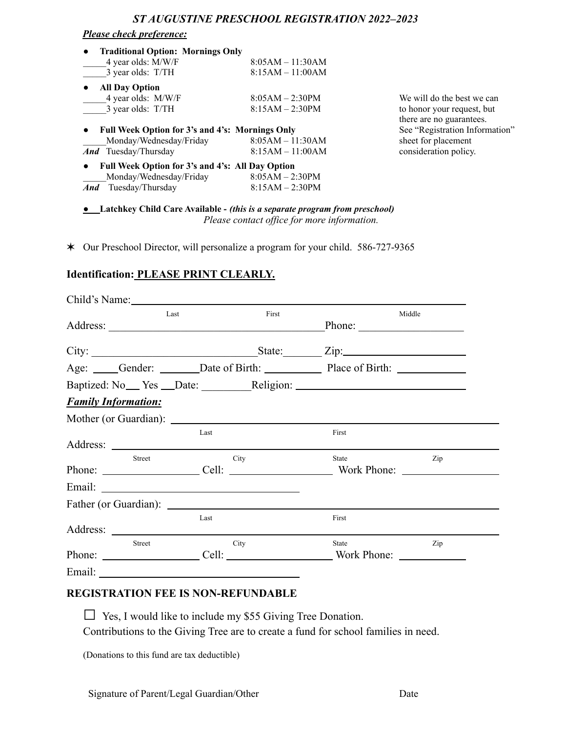# *ST AUGUSTINE PRESCHOOL REGISTRATION 2022–2023*

***Please check preference:***

- **Traditional Option: Mornings Only**
  _____4 year olds: M/W/F 8:05AM – 11:30AM
  _____3 year olds: T/TH 8:15AM – 11:00AM
- **All Day Option**
  _____4 year olds: M/W/F 8:05AM – 2:30PM
  _____3 year olds: T/TH 8:15AM – 2:30PM
- **Full Week Option for 3's and 4's: Mornings Only**
  _____Monday/Wednesday/Friday 8:05AM – 11:30AM
  ***And*** Tuesday/Thursday 8:15AM – 11:00AM
- **Full Week Option for 3's and 4's: All Day Option**
  _____Monday/Wednesday/Friday 8:05AM – 2:30PM
  ***And*** Tuesday/Thursday 8:15AM – 2:30PM

We will do the best we can to honor your request, but there are no guarantees. See "Registration Information" sheet for placement consideration policy.

- **Latchkey Child Care Available -** ***(this is a separate program from preschool)***
  *Please contact office for more information.*

✶ Our Preschool Director, will personalize a program for your child. 586-727-9365

## Identification: PLEASE PRINT CLEARLY.

Child's Name: _______________________________________________
Last First Middle

Address: _______________________________ Phone: ______________

City: ______________________ State:_______ Zip: ________________

Age: _____ Gender: _______ Date of Birth: __________ Place of Birth: ____________

Baptized: No___ Yes ___Date: _________Religion: _______________________

***Family Information:***

Mother (or Guardian): _______________________________________________
Last First

Address: _______________________________________________
Street City State Zip

Phone: ________________ Cell: ________________ Work Phone: ________________

Email: ________________________________

Father (or Guardian): _______________________________________________
Last First

Address: _______________________________________________
Street City State Zip

Phone: ________________ Cell: ________________ Work Phone: ____________

Email: ________________________________

### REGISTRATION FEE IS NON-REFUNDABLE

☐ Yes, I would like to include my $55 Giving Tree Donation.
Contributions to the Giving Tree are to create a fund for school families in need.

(Donations to this fund are tax deductible)

Signature of Parent/Legal Guardian/Other Date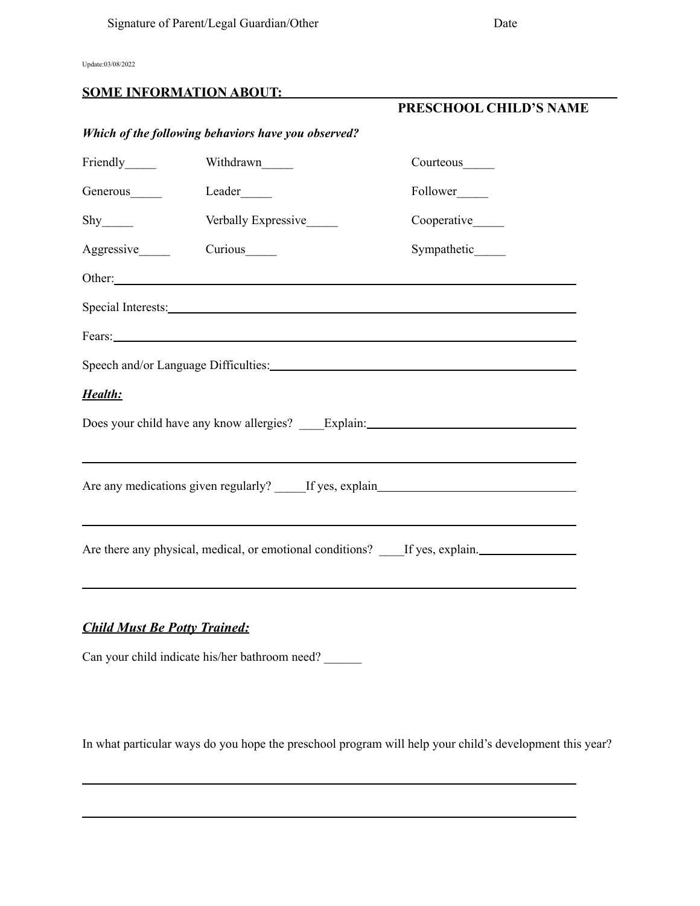Signature of Parent/Legal Guardian/Other Date

Update:03/08/2022

**SOME INFORMATION ABOUT:** ______________________________

**PRESCHOOL CHILD'S NAME**

***Which of the following behaviors have you observed?***

Friendly_____ Withdrawn_____ Courteous_____

Generous_____ Leader_____ Follower_____

Shy_____ Verbally Expressive_____ Cooperative_____

Aggressive_____ Curious_____ Sympathetic_____

Other: ______________________________

Special Interests: ______________________________

Fears: ______________________________

Speech and/or Language Difficulties: ______________________________

***Health:***

Does your child have any know allergies? ____Explain: ______________________________

______________________________

Are any medications given regularly? _____If yes, explain______________________________

______________________________

Are there any physical, medical, or emotional conditions? ____If yes, explain. ______________

______________________________

***Child Must Be Potty Trained:***

Can your child indicate his/her bathroom need? ______

In what particular ways do you hope the preschool program will help your child's development this year?

______________________________

______________________________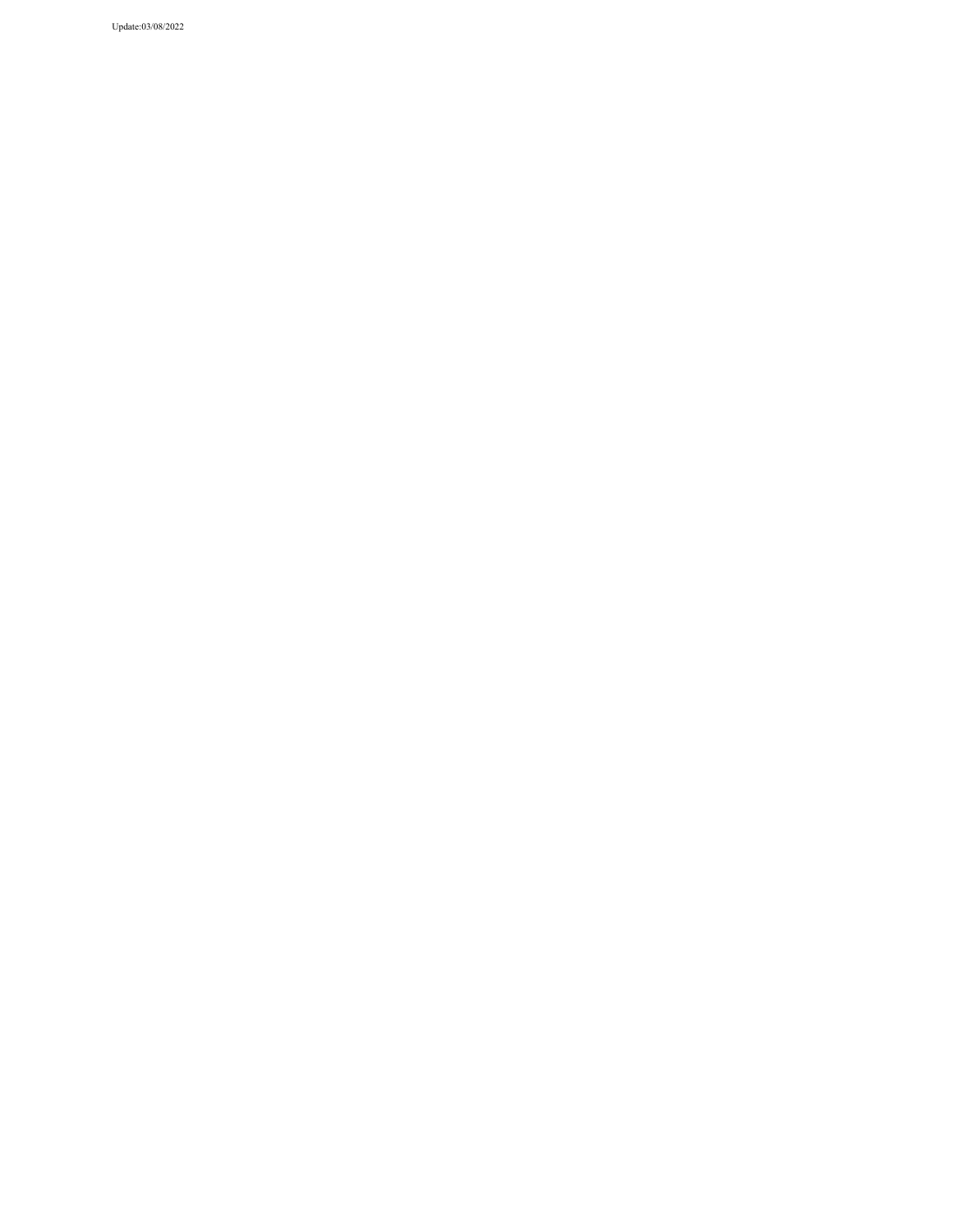Update:03/08/2022